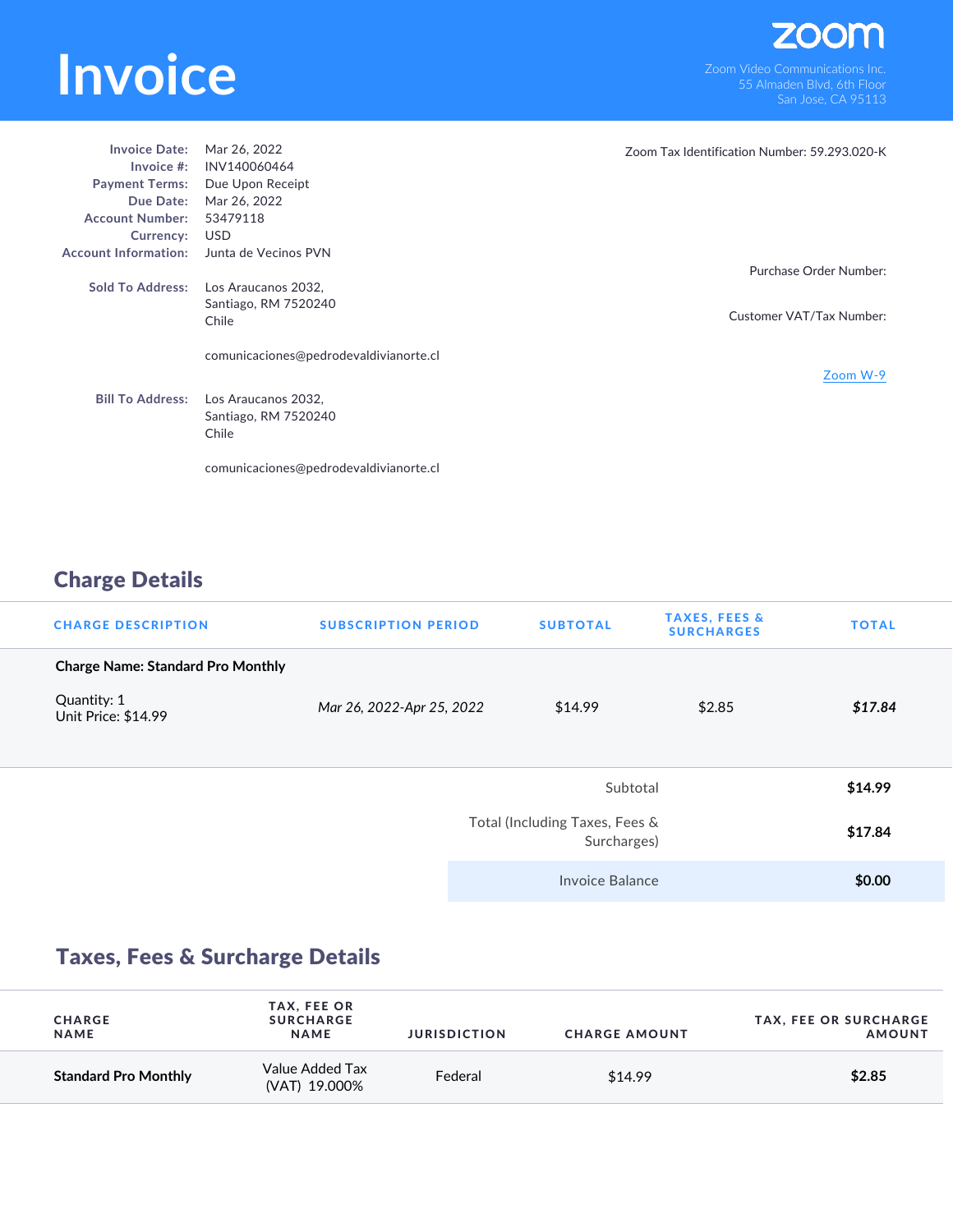# Invoice

zoom

Zoom Video Communications Inc.
55 Almaden Blvd, 6th Floor
San Jose, CA 95113

**Invoice Date:** Mar 26, 2022
**Invoice #:** INV140060464
**Payment Terms:** Due Upon Receipt
**Due Date:** Mar 26, 2022
**Account Number:** 53479118
**Currency:** USD
**Account Information:** Junta de Vecinos PVN

**Sold To Address:** Los Araucanos 2032,
Santiago, RM 7520240
Chile

comunicaciones@pedrodevaldivianorte.cl

**Bill To Address:** Los Araucanos 2032,
Santiago, RM 7520240
Chile

comunicaciones@pedrodevaldivianorte.cl

Zoom Tax Identification Number: 59.293.020-K

Purchase Order Number:

Customer VAT/Tax Number:

Zoom W-9

## Charge Details

| CHARGE DESCRIPTION | SUBSCRIPTION PERIOD | SUBTOTAL | TAXES, FEES & SURCHARGES | TOTAL |
|---|---|---|---|---|
| **Charge Name: Standard Pro Monthly**<br>Quantity: 1<br>Unit Price: $14.99 | *Mar 26, 2022-Apr 25, 2022* | $14.99 | $2.85 | ***$17.84*** |

| | |
|---|---|
| Subtotal | **$14.99** |
| Total (Including Taxes, Fees & Surcharges) | **$17.84** |
| Invoice Balance | **$0.00** |

## Taxes, Fees & Surcharge Details

| CHARGE NAME | TAX, FEE OR SURCHARGE NAME | JURISDICTION | CHARGE AMOUNT | TAX, FEE OR SURCHARGE AMOUNT |
|---|---|---|---|---|
| **Standard Pro Monthly** | Value Added Tax (VAT) 19.000% | Federal | $14.99 | **$2.85** |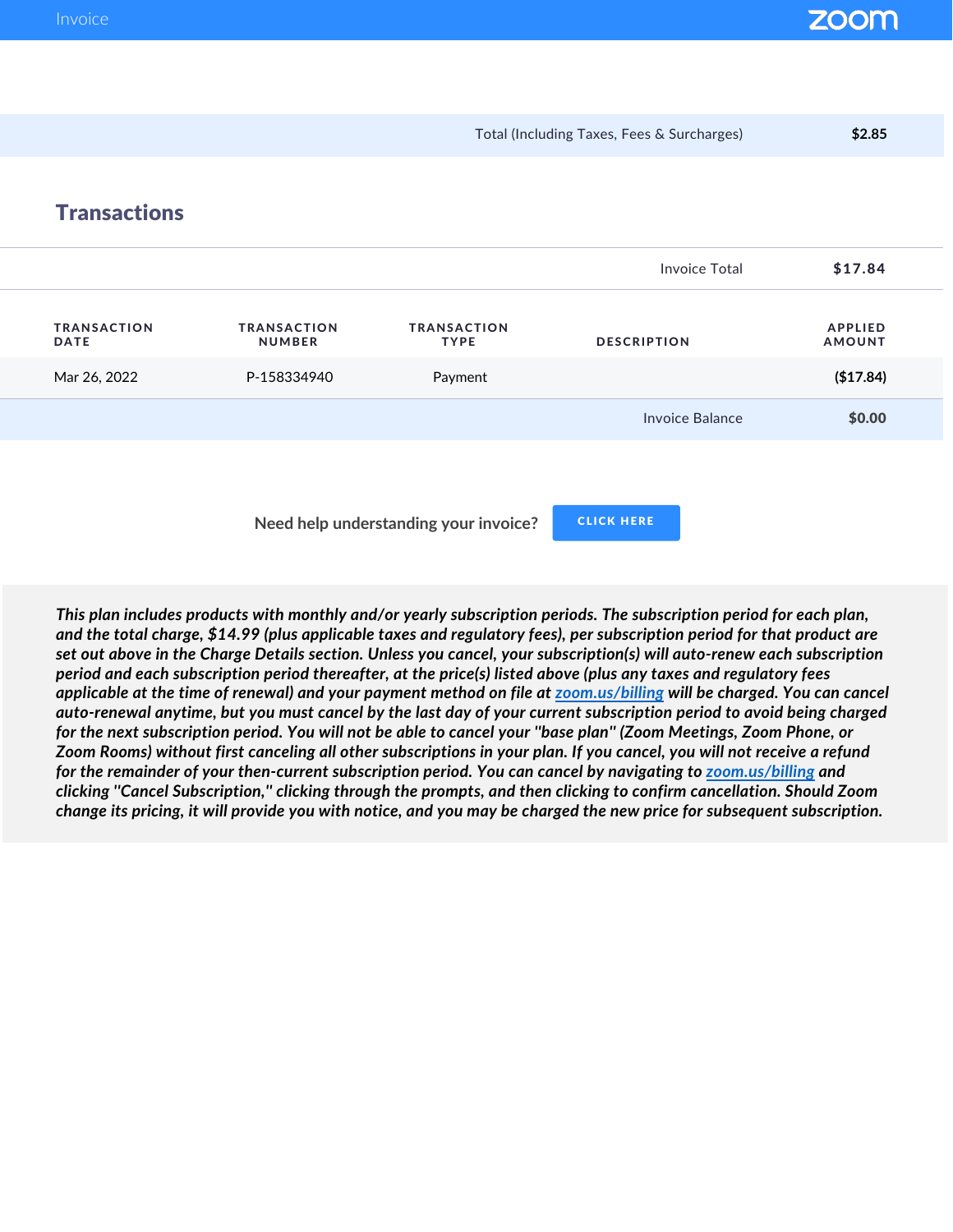| | |
|---|---|
| Total (Including Taxes, Fees & Surcharges) | **$2.85** |

## Transactions

| | |
|---|---|
| Invoice Total | **$17.84** |

| TRANSACTION DATE | TRANSACTION NUMBER | TRANSACTION TYPE | DESCRIPTION | APPLIED AMOUNT |
|---|---|---|---|---|
| Mar 26, 2022 | P-158334940 | Payment | | **($17.84)** |
| | | | Invoice Balance | **$0.00** |

Need help understanding your invoice? CLICK HERE

***This plan includes products with monthly and/or yearly subscription periods. The subscription period for each plan, and the total charge, $14.99 (plus applicable taxes and regulatory fees), per subscription period for that product are set out above in the Charge Details section. Unless you cancel, your subscription(s) will auto-renew each subscription period and each subscription period thereafter, at the price(s) listed above (plus any taxes and regulatory fees applicable at the time of renewal) and your payment method on file at [zoom.us/billing](zoom.us/billing) will be charged. You can cancel auto-renewal anytime, but you must cancel by the last day of your current subscription period to avoid being charged for the next subscription period. You will not be able to cancel your "base plan" (Zoom Meetings, Zoom Phone, or Zoom Rooms) without first canceling all other subscriptions in your plan. If you cancel, you will not receive a refund for the remainder of your then-current subscription period. You can cancel by navigating to [zoom.us/billing](zoom.us/billing) and clicking "Cancel Subscription," clicking through the prompts, and then clicking to confirm cancellation. Should Zoom change its pricing, it will provide you with notice, and you may be charged the new price for subsequent subscription.***